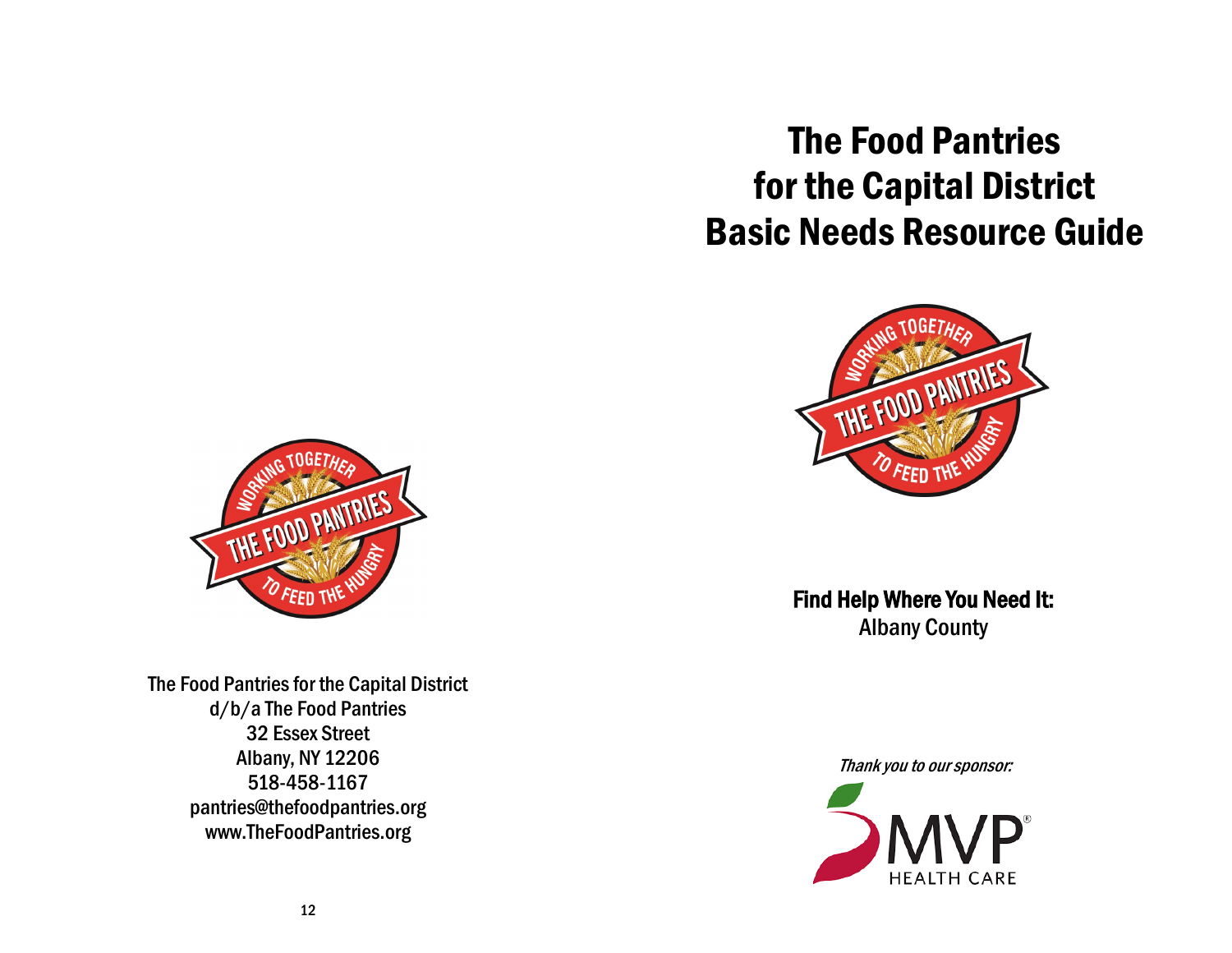# The Food Pantries for the Capital District Basic Needs Resource Guide

**Find Help Where You Need It:**
Albany County

*Thank you to our sponsor:*

MVP HEALTH CARE

The Food Pantries for the Capital District
d/b/a The Food Pantries
32 Essex Street
Albany, NY 12206
518-458-1167
pantries@thefoodpantries.org
www.TheFoodPantries.org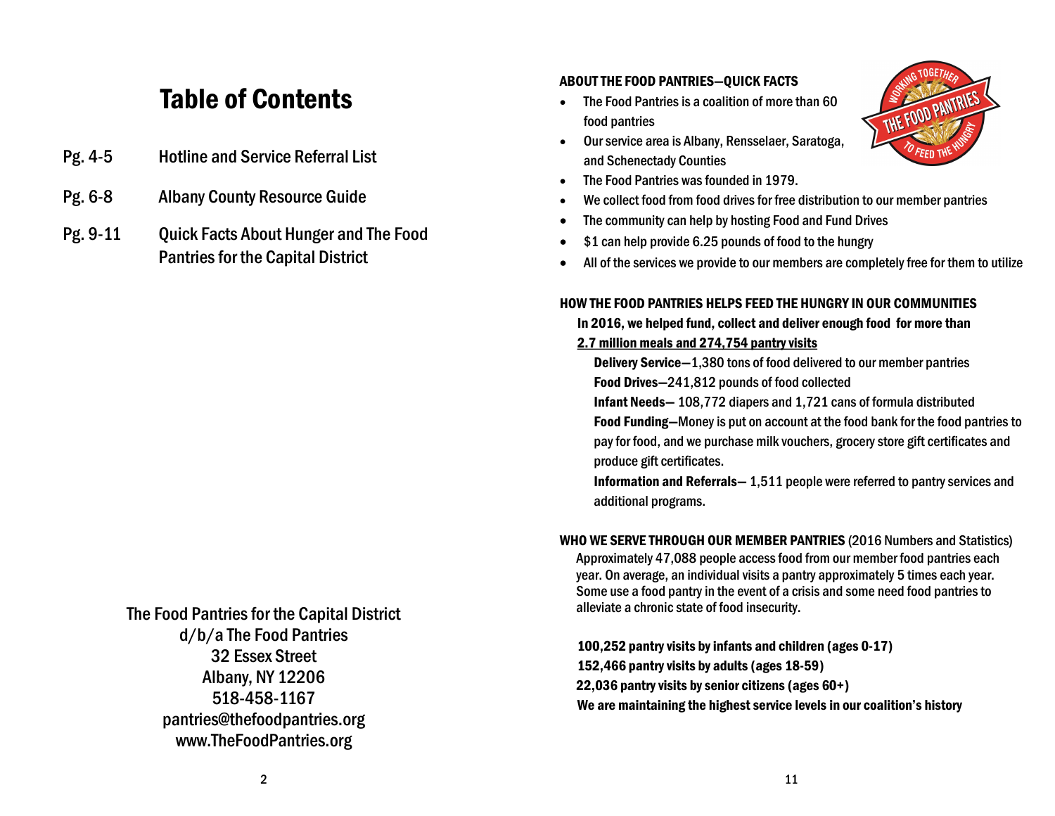# Table of Contents

- Pg. 4-5 Hotline and Service Referral List
- Pg. 6-8 Albany County Resource Guide
- Pg. 9-11 Quick Facts About Hunger and The Food Pantries for the Capital District

The Food Pantries for the Capital District
d/b/a The Food Pantries
32 Essex Street
Albany, NY 12206
518-458-1167
pantries@thefoodpantries.org
www.TheFoodPantries.org

**ABOUT THE FOOD PANTRIES—QUICK FACTS**

- The Food Pantries is a coalition of more than 60 food pantries
- Our service area is Albany, Rensselaer, Saratoga, and Schenectady Counties
- The Food Pantries was founded in 1979.
- We collect food from food drives for free distribution to our member pantries
- The community can help by hosting Food and Fund Drives
- $1 can help provide 6.25 pounds of food to the hungry
- All of the services we provide to our members are completely free for them to utilize

**HOW THE FOOD PANTRIES HELPS FEED THE HUNGRY IN OUR COMMUNITIES**

**In 2016, we helped fund, collect and deliver enough food for more than <u>2.7 million meals and 274,754 pantry visits</u>**

**Delivery Service**—1,380 tons of food delivered to our member pantries

**Food Drives**—241,812 pounds of food collected

**Infant Needs**— 108,772 diapers and 1,721 cans of formula distributed

**Food Funding**—Money is put on account at the food bank for the food pantries to pay for food, and we purchase milk vouchers, grocery store gift certificates and produce gift certificates.

**Information and Referrals**— 1,511 people were referred to pantry services and additional programs.

**WHO WE SERVE THROUGH OUR MEMBER PANTRIES** (2016 Numbers and Statistics)

Approximately 47,088 people access food from our member food pantries each year. On average, an individual visits a pantry approximately 5 times each year. Some use a food pantry in the event of a crisis and some need food pantries to alleviate a chronic state of food insecurity.

**100,252 pantry visits by infants and children (ages 0-17)**
**152,466 pantry visits by adults (ages 18-59)**
**22,036 pantry visits by senior citizens (ages 60+)**
**We are maintaining the highest service levels in our coalition's history**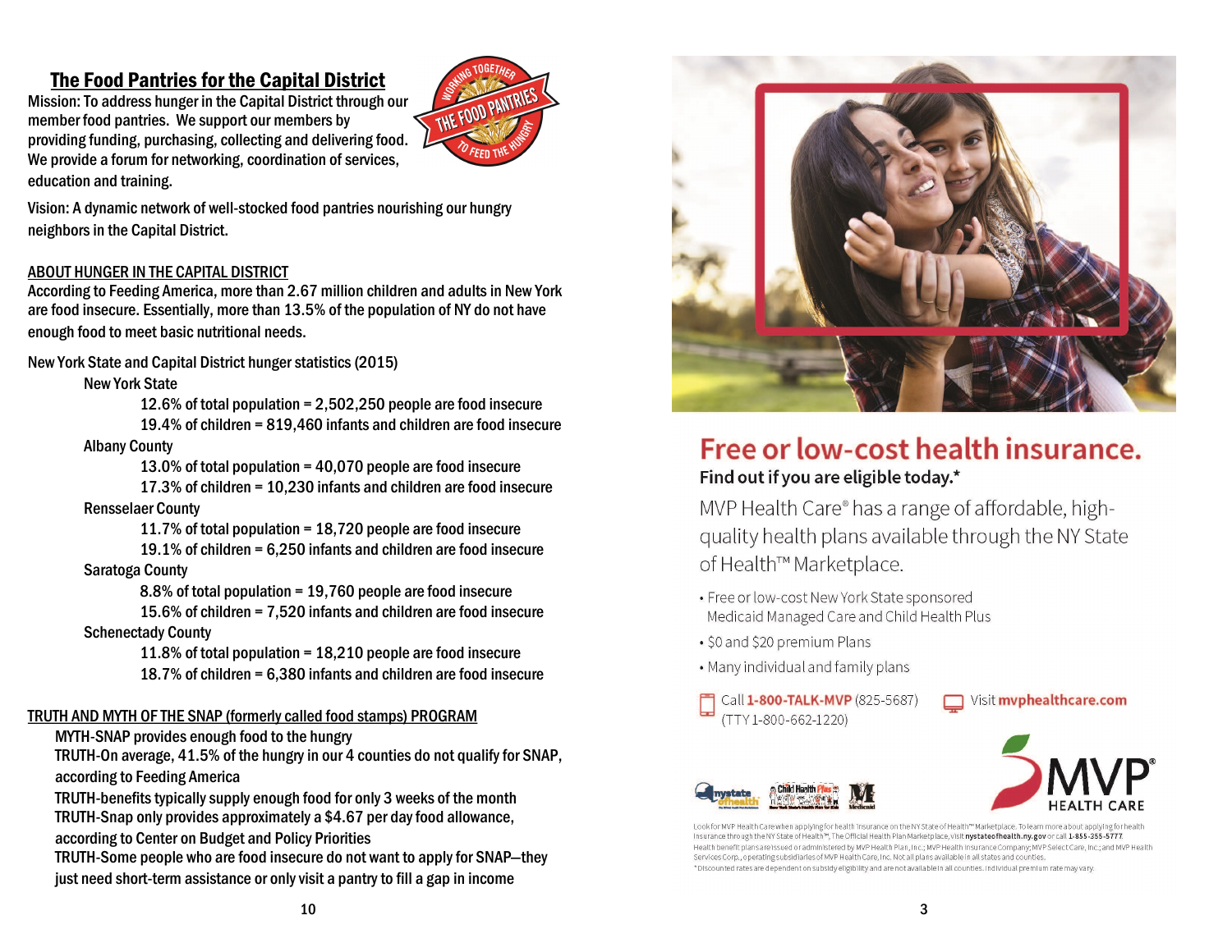## The Food Pantries for the Capital District

Mission: To address hunger in the Capital District through our member food pantries. We support our members by providing funding, purchasing, collecting and delivering food. We provide a forum for networking, coordination of services, education and training.

Vision: A dynamic network of well-stocked food pantries nourishing our hungry neighbors in the Capital District.

### ABOUT HUNGER IN THE CAPITAL DISTRICT

According to Feeding America, more than 2.67 million children and adults in New York are food insecure. Essentially, more than 13.5% of the population of NY do not have enough food to meet basic nutritional needs.

New York State and Capital District hunger statistics (2015)

- New York State
  - 12.6% of total population = 2,502,250 people are food insecure
  - 19.4% of children = 819,460 infants and children are food insecure
- Albany County
  - 13.0% of total population = 40,070 people are food insecure
  - 17.3% of children = 10,230 infants and children are food insecure
- Rensselaer County
  - 11.7% of total population = 18,720 people are food insecure
  - 19.1% of children = 6,250 infants and children are food insecure
- Saratoga County
  - 8.8% of total population = 19,760 people are food insecure
  - 15.6% of children = 7,520 infants and children are food insecure
- Schenectady County
  - 11.8% of total population = 18,210 people are food insecure
  - 18.7% of children = 6,380 infants and children are food insecure

### TRUTH AND MYTH OF THE SNAP (formerly called food stamps) PROGRAM

MYTH-SNAP provides enough food to the hungry

TRUTH-On average, 41.5% of the hungry in our 4 counties do not qualify for SNAP, according to Feeding America

TRUTH-benefits typically supply enough food for only 3 weeks of the month

TRUTH-Snap only provides approximately a $4.67 per day food allowance, according to Center on Budget and Policy Priorities

TRUTH-Some people who are food insecure do not want to apply for SNAP—they just need short-term assistance or only visit a pantry to fill a gap in income

## Free or low-cost health insurance.

**Find out if you are eligible today.***

MVP Health Care® has a range of affordable, high-quality health plans available through the NY State of Health™ Marketplace.

- Free or low-cost New York State sponsored Medicaid Managed Care and Child Health Plus
- $0 and $20 premium Plans
- Many individual and family plans

Call **1-800-TALK-MVP** (825-5687) (TTY 1-800-662-1220)

Visit **mvphealthcare.com**

MVP® HEALTH CARE

Look for MVP Health Care when applying for health insurance on the NY State of Health™ Marketplace. To learn more about applying for health insurance through the NY State of Health™, The Official Health Plan Marketplace, visit **nystateofhealth.ny.gov** or call 1-855-355-5777. Health benefit plans are issued or administered by MVP Health Plan, Inc.; MVP Health Insurance Company; MVP Select Care, Inc.; and MVP Health Services Corp., operating subsidiaries of MVP Health Care, Inc. Not all plans available in all states and counties.

*Discounted rates are dependent on subsidy eligibility and are not available in all counties. Individual premium rate may vary.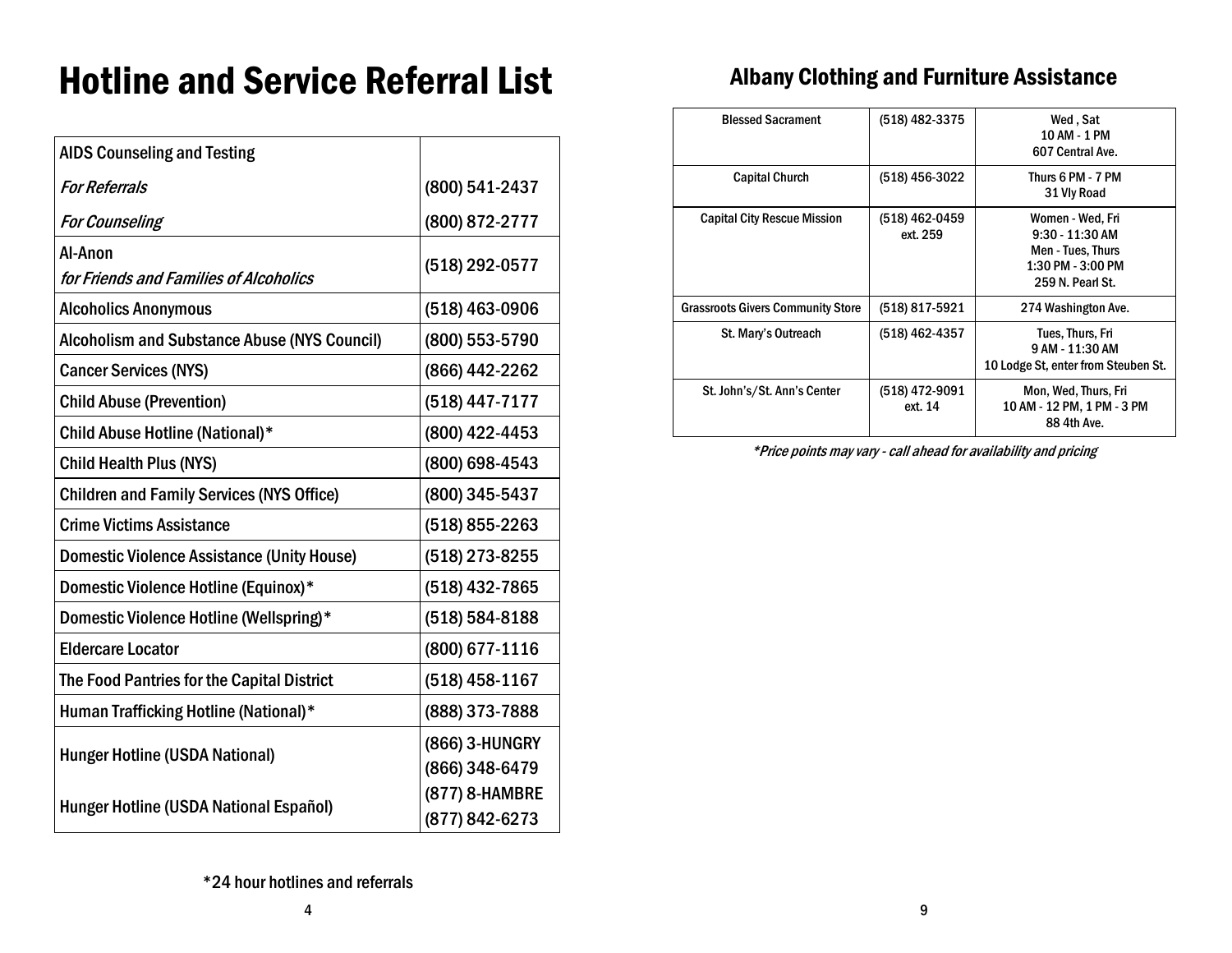# Hotline and Service Referral List

| AIDS Counseling and Testing | |
|---|---|
| *For Referrals* | (800) 541-2437 |
| *For Counseling* | (800) 872-2777 |
| Al-Anon *for Friends and Families of Alcoholics* | (518) 292-0577 |
| Alcoholics Anonymous | (518) 463-0906 |
| Alcoholism and Substance Abuse (NYS Council) | (800) 553-5790 |
| Cancer Services (NYS) | (866) 442-2262 |
| Child Abuse (Prevention) | (518) 447-7177 |
| Child Abuse Hotline (National)* | (800) 422-4453 |
| Child Health Plus (NYS) | (800) 698-4543 |
| Children and Family Services (NYS Office) | (800) 345-5437 |
| Crime Victims Assistance | (518) 855-2263 |
| Domestic Violence Assistance (Unity House) | (518) 273-8255 |
| Domestic Violence Hotline (Equinox)* | (518) 432-7865 |
| Domestic Violence Hotline (Wellspring)* | (518) 584-8188 |
| Eldercare Locator | (800) 677-1116 |
| The Food Pantries for the Capital District | (518) 458-1167 |
| Human Trafficking Hotline (National)* | (888) 373-7888 |
| Hunger Hotline (USDA National) | (866) 3-HUNGRY (866) 348-6479 |
| Hunger Hotline (USDA National Español) | (877) 8-HAMBRE (877) 842-6273 |

*24 hour hotlines and referrals

## Albany Clothing and Furniture Assistance

| Blessed Sacrament | (518) 482-3375 | Wed , Sat 10 AM - 1 PM 607 Central Ave. |
|---|---|---|
| Capital Church | (518) 456-3022 | Thurs 6 PM - 7 PM 31 Vly Road |
| Capital City Rescue Mission | (518) 462-0459 ext. 259 | Women - Wed, Fri 9:30 - 11:30 AM Men - Tues, Thurs 1:30 PM - 3:00 PM 259 N. Pearl St. |
| Grassroots Givers Community Store | (518) 817-5921 | 274 Washington Ave. |
| St. Mary's Outreach | (518) 462-4357 | Tues, Thurs, Fri 9 AM - 11:30 AM 10 Lodge St, enter from Steuben St. |
| St. John's/St. Ann's Center | (518) 472-9091 ext. 14 | Mon, Wed, Thurs, Fri 10 AM - 12 PM, 1 PM - 3 PM 88 4th Ave. |

*\*Price points may vary - call ahead for availability and pricing*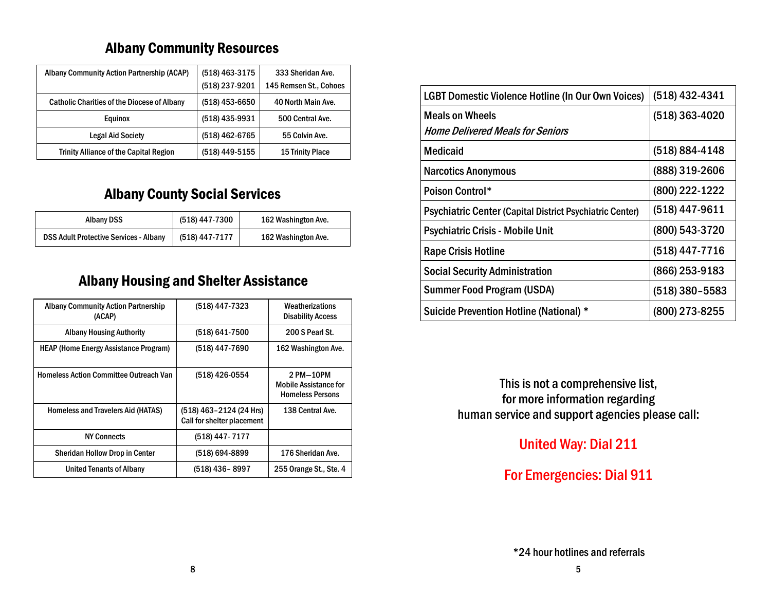## Albany Community Resources

| | | |
|---|---|---|
| Albany Community Action Partnership (ACAP) | (518) 463-3175<br>(518) 237-9201 | 333 Sheridan Ave.<br>145 Remsen St., Cohoes |
| Catholic Charities of the Diocese of Albany | (518) 453-6650 | 40 North Main Ave. |
| Equinox | (518) 435-9931 | 500 Central Ave. |
| Legal Aid Society | (518) 462-6765 | 55 Colvin Ave. |
| Trinity Alliance of the Capital Region | (518) 449-5155 | 15 Trinity Place |

## Albany County Social Services

| | | |
|---|---|---|
| Albany DSS | (518) 447-7300 | 162 Washington Ave. |
| DSS Adult Protective Services - Albany | (518) 447-7177 | 162 Washington Ave. |

## Albany Housing and Shelter Assistance

| | | |
|---|---|---|
| Albany Community Action Partnership (ACAP) | (518) 447-7323 | Weatherizations<br>Disability Access |
| Albany Housing Authority | (518) 641-7500 | 200 S Pearl St. |
| HEAP (Home Energy Assistance Program) | (518) 447-7690 | 162 Washington Ave. |
| Homeless Action Committee Outreach Van | (518) 426-0554 | 2 PM—10PM<br>Mobile Assistance for Homeless Persons |
| Homeless and Travelers Aid (HATAS) | (518) 463–2124 (24 Hrs)<br>Call for shelter placement | 138 Central Ave. |
| NY Connects | (518) 447- 7177 | |
| Sheridan Hollow Drop in Center | (518) 694-8899 | 176 Sheridan Ave. |
| United Tenants of Albany | (518) 436– 8997 | 255 Orange St., Ste. 4 |

| | |
|---|---|
| LGBT Domestic Violence Hotline (In Our Own Voices) | (518) 432-4341 |
| Meals on Wheels<br>*Home Delivered Meals for Seniors* | (518) 363-4020 |
| Medicaid | (518) 884-4148 |
| Narcotics Anonymous | (888) 319-2606 |
| Poison Control* | (800) 222-1222 |
| Psychiatric Center (Capital District Psychiatric Center) | (518) 447-9611 |
| Psychiatric Crisis - Mobile Unit | (800) 543-3720 |
| Rape Crisis Hotline | (518) 447-7716 |
| Social Security Administration | (866) 253-9183 |
| Summer Food Program (USDA) | (518) 380–5583 |
| Suicide Prevention Hotline (National) * | (800) 273-8255 |

This is not a comprehensive list, for more information regarding human service and support agencies please call:

**United Way: Dial 211**

**For Emergencies: Dial 911**

*24 hour hotlines and referrals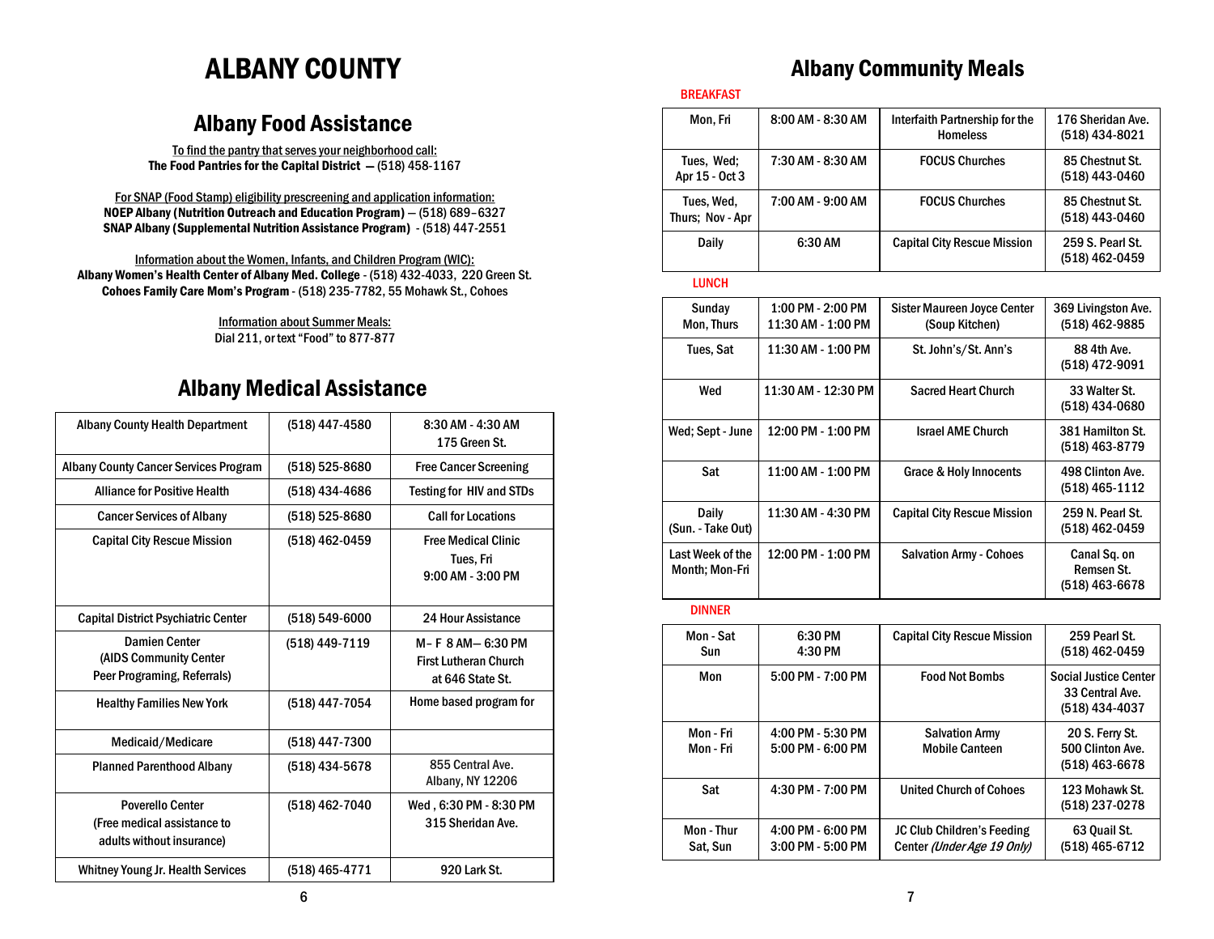# ALBANY COUNTY

## Albany Food Assistance

To find the pantry that serves your neighborhood call:
**The Food Pantries for the Capital District** — (518) 458-1167

For SNAP (Food Stamp) eligibility prescreening and application information:
**NOEP Albany (Nutrition Outreach and Education Program)** — (518) 689–6327
**SNAP Albany (Supplemental Nutrition Assistance Program)** - (518) 447-2551

Information about the Women, Infants, and Children Program (WIC):
**Albany Women's Health Center of Albany Med. College** - (518) 432-4033, 220 Green St.
**Cohoes Family Care Mom's Program** - (518) 235-7782, 55 Mohawk St., Cohoes

Information about Summer Meals:
Dial 211, or text "Food" to 877-877

## Albany Medical Assistance

| | | |
|---|---|---|
| Albany County Health Department | (518) 447-4580 | 8:30 AM - 4:30 AM<br>175 Green St. |
| Albany County Cancer Services Program | (518) 525-8680 | Free Cancer Screening |
| Alliance for Positive Health | (518) 434-4686 | Testing for HIV and STDs |
| Cancer Services of Albany | (518) 525-8680 | Call for Locations |
| Capital City Rescue Mission | (518) 462-0459 | Free Medical Clinic<br>Tues, Fri<br>9:00 AM - 3:00 PM |
| Capital District Psychiatric Center | (518) 549-6000 | 24 Hour Assistance |
| Damien Center<br>(AIDS Community Center<br>Peer Programing, Referrals) | (518) 449-7119 | M– F 8 AM– 6:30 PM<br>First Lutheran Church<br>at 646 State St. |
| Healthy Families New York | (518) 447-7054 | Home based program for |
| Medicaid/Medicare | (518) 447-7300 | |
| Planned Parenthood Albany | (518) 434-5678 | 855 Central Ave.<br>Albany, NY 12206 |
| Poverello Center<br>(Free medical assistance to adults without insurance) | (518) 462-7040 | Wed , 6:30 PM - 8:30 PM<br>315 Sheridan Ave. |
| Whitney Young Jr. Health Services | (518) 465-4771 | 920 Lark St. |

## Albany Community Meals

BREAKFAST

| | | | |
|---|---|---|---|
| Mon, Fri | 8:00 AM - 8:30 AM | Interfaith Partnership for the Homeless | 176 Sheridan Ave.<br>(518) 434-8021 |
| Tues, Wed;<br>Apr 15 - Oct 3 | 7:30 AM - 8:30 AM | FOCUS Churches | 85 Chestnut St.<br>(518) 443-0460 |
| Tues, Wed,<br>Thurs; Nov - Apr | 7:00 AM - 9:00 AM | FOCUS Churches | 85 Chestnut St.<br>(518) 443-0460 |
| Daily | 6:30 AM | Capital City Rescue Mission | 259 S. Pearl St.<br>(518) 462-0459 |

LUNCH

| | | | |
|---|---|---|---|
| Sunday<br>Mon, Thurs | 1:00 PM - 2:00 PM<br>11:30 AM - 1:00 PM | Sister Maureen Joyce Center<br>(Soup Kitchen) | 369 Livingston Ave.<br>(518) 462-9885 |
| Tues, Sat | 11:30 AM - 1:00 PM | St. John's/St. Ann's | 88 4th Ave.<br>(518) 472-9091 |
| Wed | 11:30 AM - 12:30 PM | Sacred Heart Church | 33 Walter St.<br>(518) 434-0680 |
| Wed; Sept - June | 12:00 PM - 1:00 PM | Israel AME Church | 381 Hamilton St.<br>(518) 463-8779 |
| Sat | 11:00 AM - 1:00 PM | Grace & Holy Innocents | 498 Clinton Ave.<br>(518) 465-1112 |
| Daily<br>(Sun. - Take Out) | 11:30 AM - 4:30 PM | Capital City Rescue Mission | 259 N. Pearl St.<br>(518) 462-0459 |
| Last Week of the Month; Mon-Fri | 12:00 PM - 1:00 PM | Salvation Army - Cohoes | Canal Sq. on Remsen St.<br>(518) 463-6678 |

DINNER

| | | | |
|---|---|---|---|
| Mon - Sat<br>Sun | 6:30 PM<br>4:30 PM | Capital City Rescue Mission | 259 Pearl St.<br>(518) 462-0459 |
| Mon | 5:00 PM - 7:00 PM | Food Not Bombs | Social Justice Center<br>33 Central Ave.<br>(518) 434-4037 |
| Mon - Fri<br>Mon - Fri | 4:00 PM - 5:30 PM<br>5:00 PM - 6:00 PM | Salvation Army<br>Mobile Canteen | 20 S. Ferry St.<br>500 Clinton Ave.<br>(518) 463-6678 |
| Sat | 4:30 PM - 7:00 PM | United Church of Cohoes | 123 Mohawk St.<br>(518) 237-0278 |
| Mon - Thur<br>Sat, Sun | 4:00 PM - 6:00 PM<br>3:00 PM - 5:00 PM | JC Club Children's Feeding Center *(Under Age 19 Only)* | 63 Quail St.<br>(518) 465-6712 |